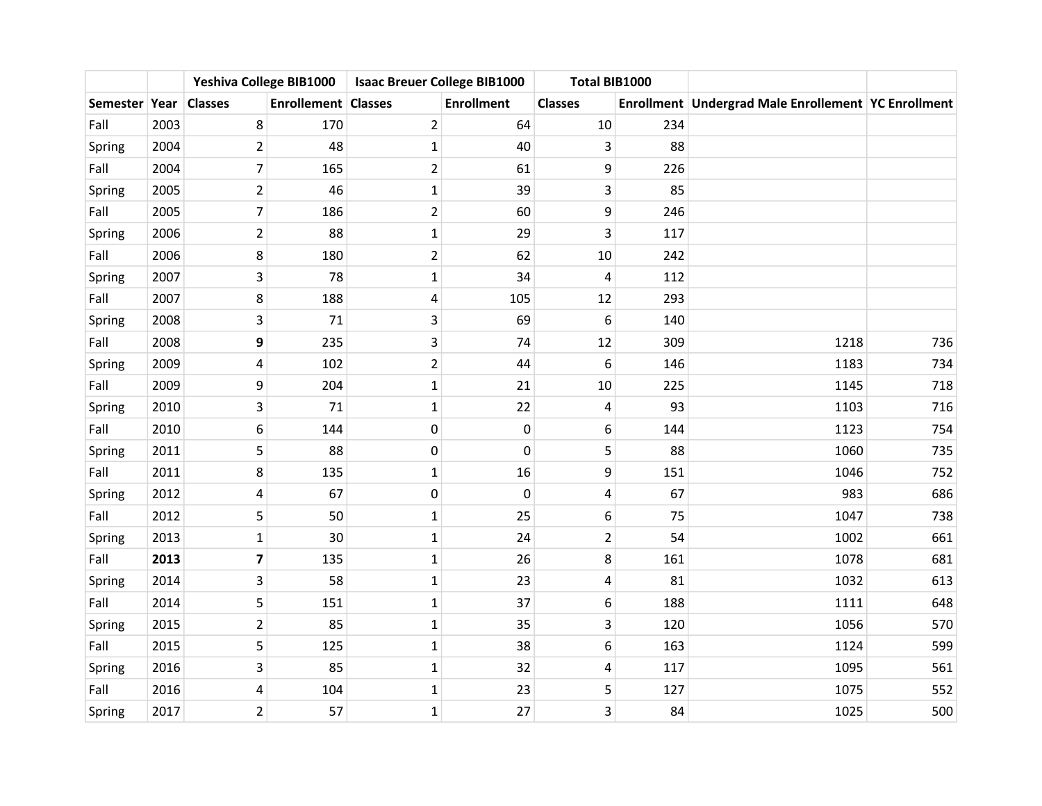| | | Yeshiva College BIB1000 | | Isaac Breuer College BIB1000 | | Total BIB1000 | | | |
|---|---|---|---|---|---|---|---|---|---|
| **Semester** | **Year** | **Classes** | **Enrollement** | **Classes** | **Enrollment** | **Classes** | **Enrollment** | **Undergrad Male Enrollement** | **YC Enrollment** |
| Fall | 2003 | 8 | 170 | 2 | 64 | 10 | 234 | | |
| Spring | 2004 | 2 | 48 | 1 | 40 | 3 | 88 | | |
| Fall | 2004 | 7 | 165 | 2 | 61 | 9 | 226 | | |
| Spring | 2005 | 2 | 46 | 1 | 39 | 3 | 85 | | |
| Fall | 2005 | 7 | 186 | 2 | 60 | 9 | 246 | | |
| Spring | 2006 | 2 | 88 | 1 | 29 | 3 | 117 | | |
| Fall | 2006 | 8 | 180 | 2 | 62 | 10 | 242 | | |
| Spring | 2007 | 3 | 78 | 1 | 34 | 4 | 112 | | |
| Fall | 2007 | 8 | 188 | 4 | 105 | 12 | 293 | | |
| Spring | 2008 | 3 | 71 | 3 | 69 | 6 | 140 | | |
| Fall | 2008 | **9** | 235 | 3 | 74 | 12 | 309 | 1218 | 736 |
| Spring | 2009 | 4 | 102 | 2 | 44 | 6 | 146 | 1183 | 734 |
| Fall | 2009 | 9 | 204 | 1 | 21 | 10 | 225 | 1145 | 718 |
| Spring | 2010 | 3 | 71 | 1 | 22 | 4 | 93 | 1103 | 716 |
| Fall | 2010 | 6 | 144 | 0 | 0 | 6 | 144 | 1123 | 754 |
| Spring | 2011 | 5 | 88 | 0 | 0 | 5 | 88 | 1060 | 735 |
| Fall | 2011 | 8 | 135 | 1 | 16 | 9 | 151 | 1046 | 752 |
| Spring | 2012 | 4 | 67 | 0 | 0 | 4 | 67 | 983 | 686 |
| Fall | 2012 | 5 | 50 | 1 | 25 | 6 | 75 | 1047 | 738 |
| Spring | 2013 | 1 | 30 | 1 | 24 | 2 | 54 | 1002 | 661 |
| Fall | **2013** | **7** | 135 | 1 | 26 | 8 | 161 | 1078 | 681 |
| Spring | 2014 | 3 | 58 | 1 | 23 | 4 | 81 | 1032 | 613 |
| Fall | 2014 | 5 | 151 | 1 | 37 | 6 | 188 | 1111 | 648 |
| Spring | 2015 | 2 | 85 | 1 | 35 | 3 | 120 | 1056 | 570 |
| Fall | 2015 | 5 | 125 | 1 | 38 | 6 | 163 | 1124 | 599 |
| Spring | 2016 | 3 | 85 | 1 | 32 | 4 | 117 | 1095 | 561 |
| Fall | 2016 | 4 | 104 | 1 | 23 | 5 | 127 | 1075 | 552 |
| Spring | 2017 | 2 | 57 | 1 | 27 | 3 | 84 | 1025 | 500 |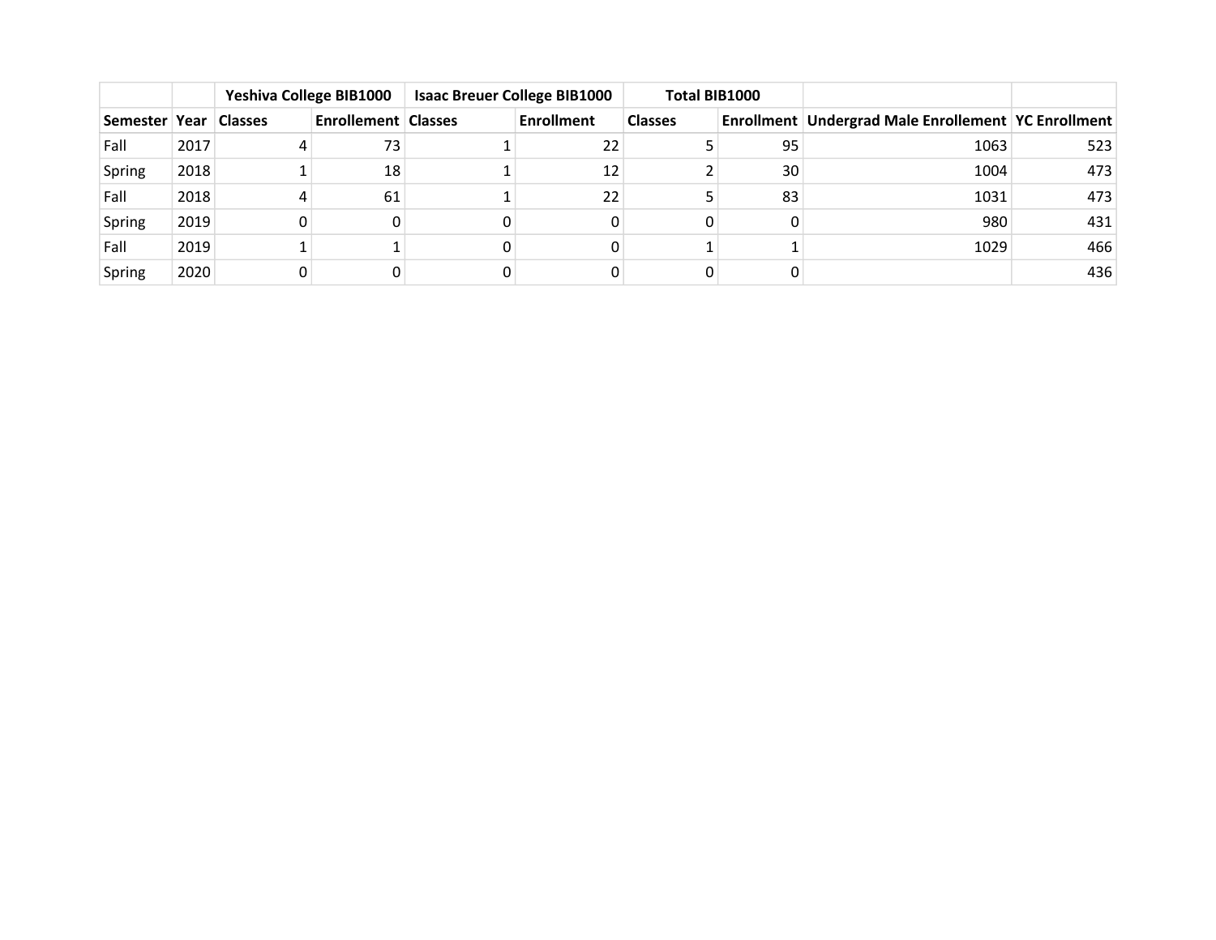| | | Yeshiva College BIB1000 | | Isaac Breuer College BIB1000 | | Total BIB1000 | | | |
|---|---|---|---|---|---|---|---|---|---|
| Semester | Year | Classes | Enrollement | Classes | Enrollment | Classes | Enrollment | Undergrad Male Enrollement | YC Enrollment |
| Fall | 2017 | 4 | 73 | 1 | 22 | 5 | 95 | 1063 | 523 |
| Spring | 2018 | 1 | 18 | 1 | 12 | 2 | 30 | 1004 | 473 |
| Fall | 2018 | 4 | 61 | 1 | 22 | 5 | 83 | 1031 | 473 |
| Spring | 2019 | 0 | 0 | 0 | 0 | 0 | 0 | 980 | 431 |
| Fall | 2019 | 1 | 1 | 0 | 0 | 1 | 1 | 1029 | 466 |
| Spring | 2020 | 0 | 0 | 0 | 0 | 0 | 0 | | 436 |